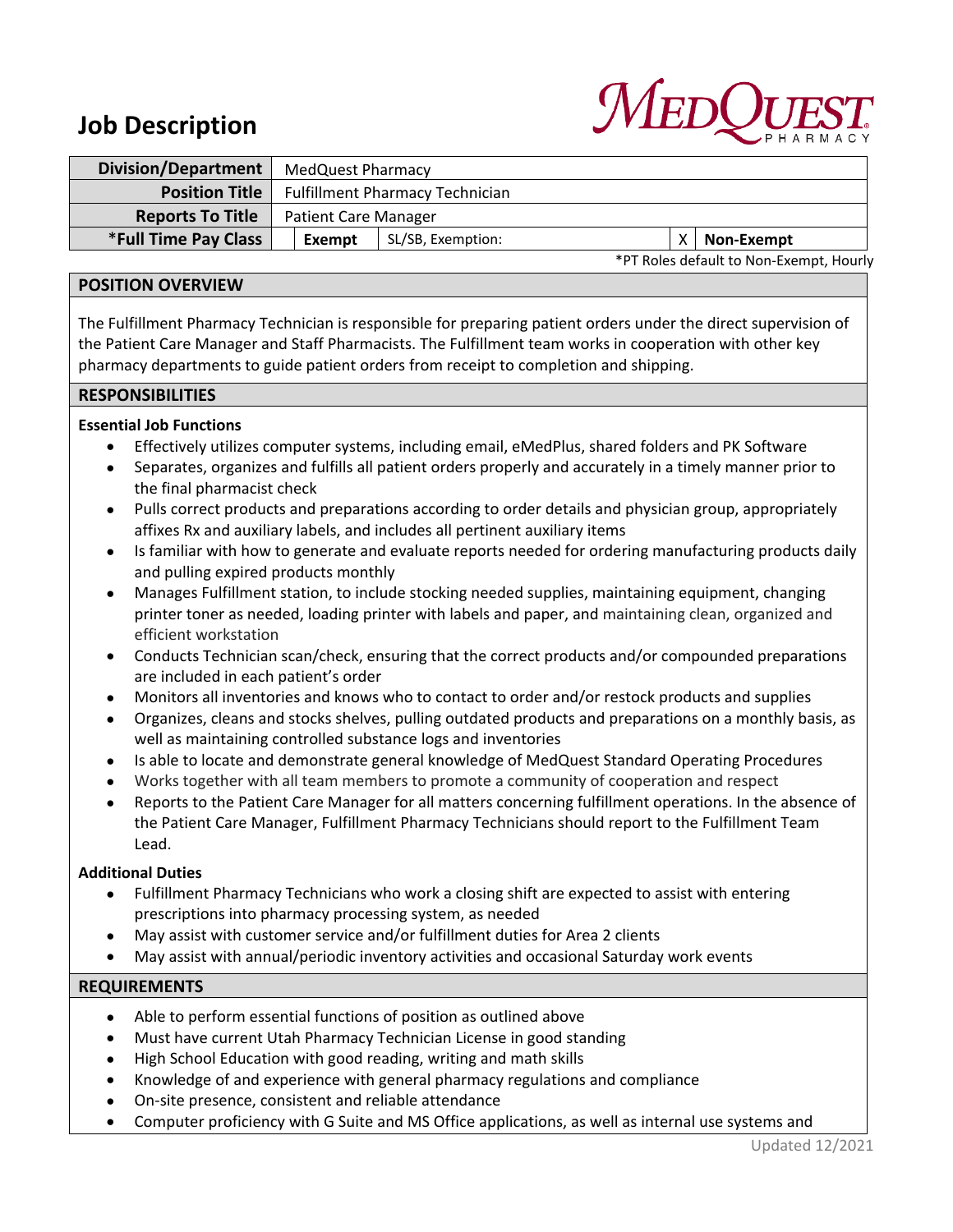# Job Description

MedQuest Pharmacy

| Division/Department | MedQuest Pharmacy | | | |
|---|---|---|---|---|
| Position Title | Fulfillment Pharmacy Technician | | | |
| Reports To Title | Patient Care Manager | | | |
| *Full Time Pay Class | Exempt | SL/SB, Exemption: | X | Non-Exempt |

*PT Roles default to Non-Exempt, Hourly

## POSITION OVERVIEW

The Fulfillment Pharmacy Technician is responsible for preparing patient orders under the direct supervision of the Patient Care Manager and Staff Pharmacists. The Fulfillment team works in cooperation with other key pharmacy departments to guide patient orders from receipt to completion and shipping.

## RESPONSIBILITIES

**Essential Job Functions**

- Effectively utilizes computer systems, including email, eMedPlus, shared folders and PK Software
- Separates, organizes and fulfills all patient orders properly and accurately in a timely manner prior to the final pharmacist check
- Pulls correct products and preparations according to order details and physician group, appropriately affixes Rx and auxiliary labels, and includes all pertinent auxiliary items
- Is familiar with how to generate and evaluate reports needed for ordering manufacturing products daily and pulling expired products monthly
- Manages Fulfillment station, to include stocking needed supplies, maintaining equipment, changing printer toner as needed, loading printer with labels and paper, and maintaining clean, organized and efficient workstation
- Conducts Technician scan/check, ensuring that the correct products and/or compounded preparations are included in each patient's order
- Monitors all inventories and knows who to contact to order and/or restock products and supplies
- Organizes, cleans and stocks shelves, pulling outdated products and preparations on a monthly basis, as well as maintaining controlled substance logs and inventories
- Is able to locate and demonstrate general knowledge of MedQuest Standard Operating Procedures
- Works together with all team members to promote a community of cooperation and respect
- Reports to the Patient Care Manager for all matters concerning fulfillment operations. In the absence of the Patient Care Manager, Fulfillment Pharmacy Technicians should report to the Fulfillment Team Lead.

**Additional Duties**

- Fulfillment Pharmacy Technicians who work a closing shift are expected to assist with entering prescriptions into pharmacy processing system, as needed
- May assist with customer service and/or fulfillment duties for Area 2 clients
- May assist with annual/periodic inventory activities and occasional Saturday work events

## REQUIREMENTS

- Able to perform essential functions of position as outlined above
- Must have current Utah Pharmacy Technician License in good standing
- High School Education with good reading, writing and math skills
- Knowledge of and experience with general pharmacy regulations and compliance
- On-site presence, consistent and reliable attendance
- Computer proficiency with G Suite and MS Office applications, as well as internal use systems and

Updated 12/2021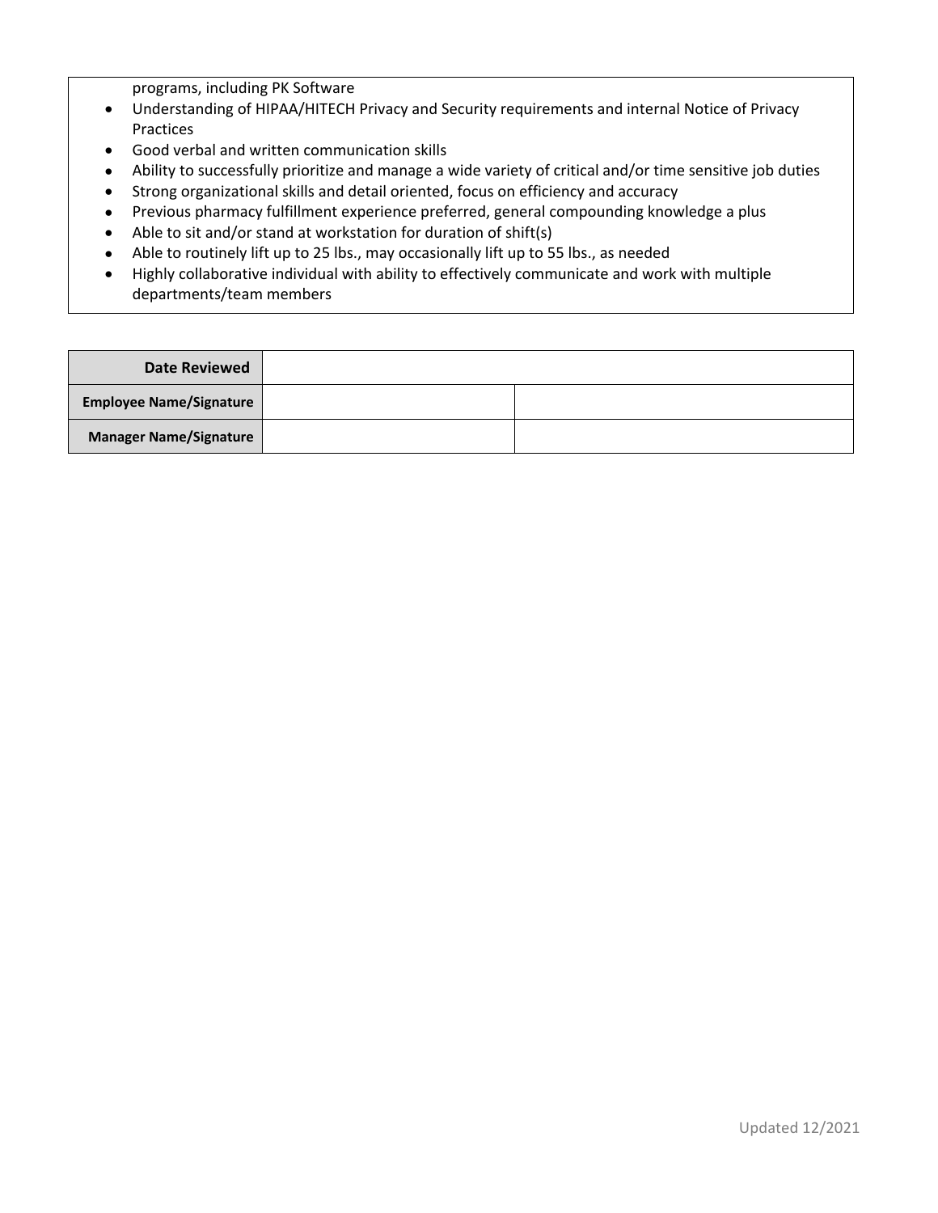programs, including PK Software

- Understanding of HIPAA/HITECH Privacy and Security requirements and internal Notice of Privacy Practices
- Good verbal and written communication skills
- Ability to successfully prioritize and manage a wide variety of critical and/or time sensitive job duties
- Strong organizational skills and detail oriented, focus on efficiency and accuracy
- Previous pharmacy fulfillment experience preferred, general compounding knowledge a plus
- Able to sit and/or stand at workstation for duration of shift(s)
- Able to routinely lift up to 25 lbs., may occasionally lift up to 55 lbs., as needed
- Highly collaborative individual with ability to effectively communicate and work with multiple departments/team members

| | | |
|---|---|---|
| **Date Reviewed** | | |
| **Employee Name/Signature** | | |
| **Manager Name/Signature** | | |

Updated 12/2021